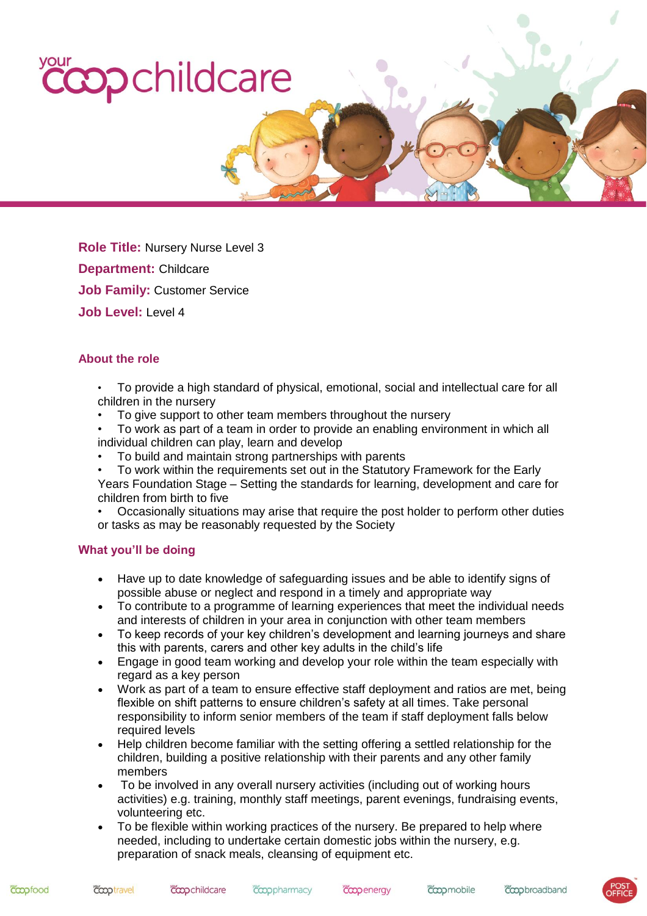**Role Title:** Nursery Nurse Level 3

**Department:** Childcare

**Job Family:** Customer Service

**Job Level:** Level 4

## About the role

- To provide a high standard of physical, emotional, social and intellectual care for all children in the nursery
- To give support to other team members throughout the nursery
- To work as part of a team in order to provide an enabling environment in which all individual children can play, learn and develop
- To build and maintain strong partnerships with parents
- To work within the requirements set out in the Statutory Framework for the Early Years Foundation Stage – Setting the standards for learning, development and care for children from birth to five
- Occasionally situations may arise that require the post holder to perform other duties or tasks as may be reasonably requested by the Society

## What you'll be doing

- Have up to date knowledge of safeguarding issues and be able to identify signs of possible abuse or neglect and respond in a timely and appropriate way
- To contribute to a programme of learning experiences that meet the individual needs and interests of children in your area in conjunction with other team members
- To keep records of your key children's development and learning journeys and share this with parents, carers and other key adults in the child's life
- Engage in good team working and develop your role within the team especially with regard as a key person
- Work as part of a team to ensure effective staff deployment and ratios are met, being flexible on shift patterns to ensure children's safety at all times. Take personal responsibility to inform senior members of the team if staff deployment falls below required levels
- Help children become familiar with the setting offering a settled relationship for the children, building a positive relationship with their parents and any other family members
- To be involved in any overall nursery activities (including out of working hours activities) e.g. training, monthly staff meetings, parent evenings, fundraising events, volunteering etc.
- To be flexible within working practices of the nursery. Be prepared to help where needed, including to undertake certain domestic jobs within the nursery, e.g. preparation of snack meals, cleansing of equipment etc.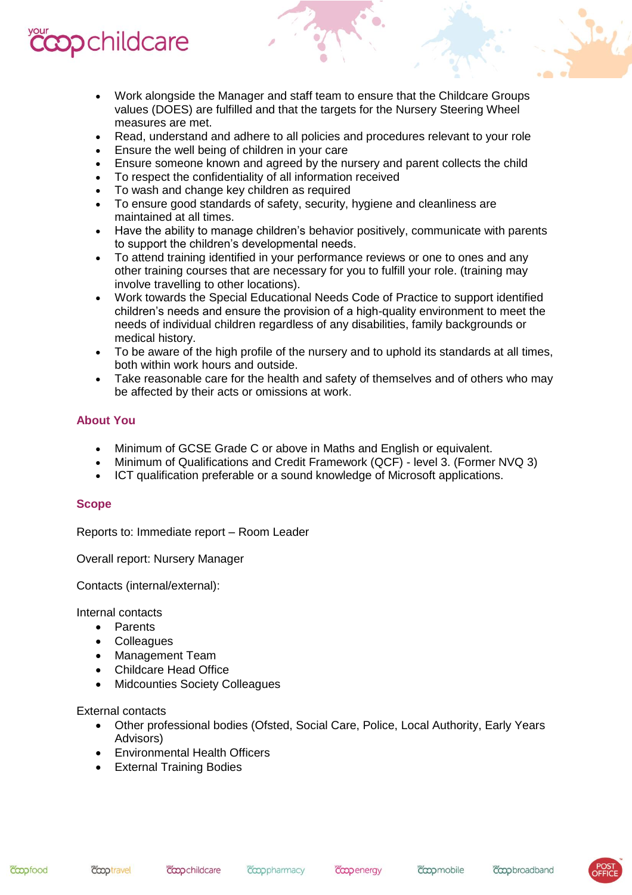- Work alongside the Manager and staff team to ensure that the Childcare Groups values (DOES) are fulfilled and that the targets for the Nursery Steering Wheel measures are met.
- Read, understand and adhere to all policies and procedures relevant to your role
- Ensure the well being of children in your care
- Ensure someone known and agreed by the nursery and parent collects the child
- To respect the confidentiality of all information received
- To wash and change key children as required
- To ensure good standards of safety, security, hygiene and cleanliness are maintained at all times.
- Have the ability to manage children's behavior positively, communicate with parents to support the children's developmental needs.
- To attend training identified in your performance reviews or one to ones and any other training courses that are necessary for you to fulfill your role. (training may involve travelling to other locations).
- Work towards the Special Educational Needs Code of Practice to support identified children's needs and ensure the provision of a high-quality environment to meet the needs of individual children regardless of any disabilities, family backgrounds or medical history.
- To be aware of the high profile of the nursery and to uphold its standards at all times, both within work hours and outside.
- Take reasonable care for the health and safety of themselves and of others who may be affected by their acts or omissions at work.

## About You

- Minimum of GCSE Grade C or above in Maths and English or equivalent.
- Minimum of Qualifications and Credit Framework (QCF) - level 3. (Former NVQ 3)
- ICT qualification preferable or a sound knowledge of Microsoft applications.

## Scope

Reports to: Immediate report – Room Leader

Overall report: Nursery Manager

Contacts (internal/external):

Internal contacts

- Parents
- Colleagues
- Management Team
- Childcare Head Office
- Midcounties Society Colleagues

External contacts

- Other professional bodies (Ofsted, Social Care, Police, Local Authority, Early Years Advisors)
- Environmental Health Officers
- External Training Bodies